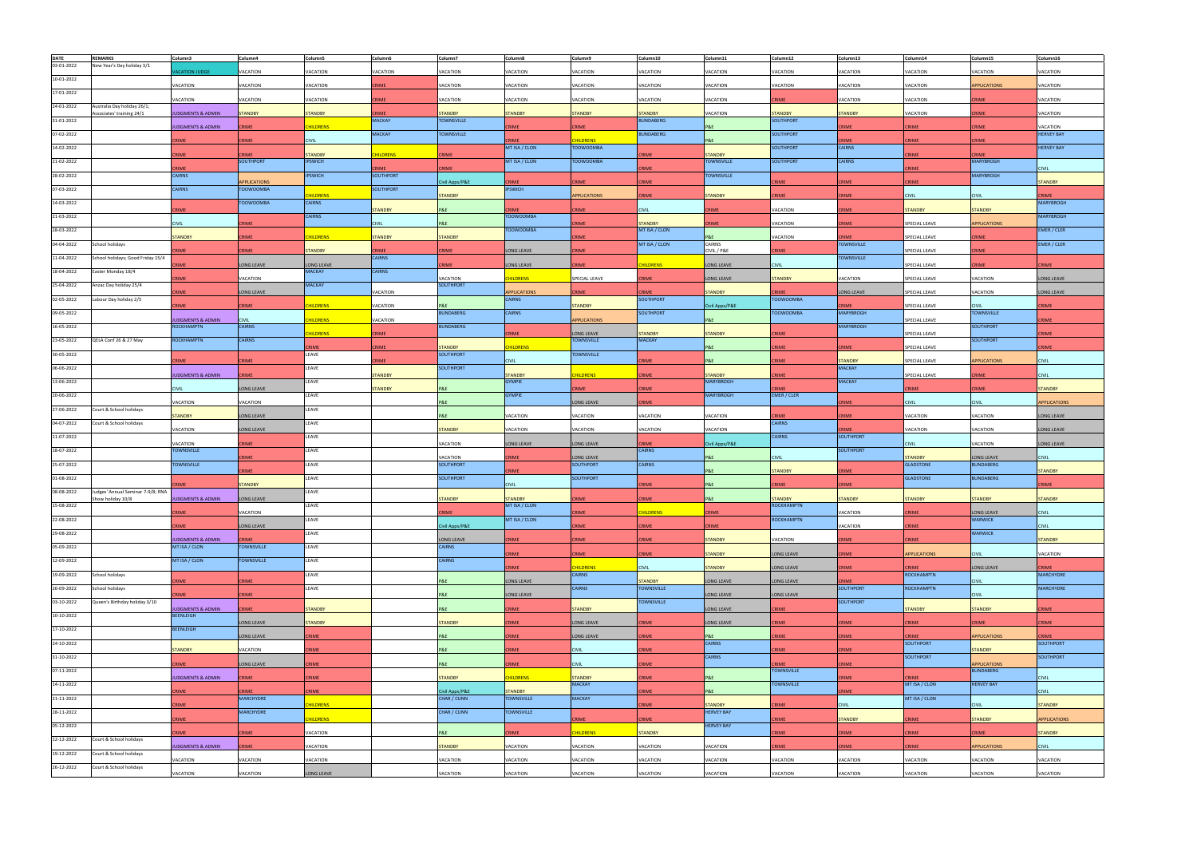| DATE | REMARKS | Column3 | Column4 | Column5 | Column6 | Column7 | Column8 | Column9 | Column10 | Column11 | Column12 | Column13 | Column14 | Column15 | Column16 |
|---|---|---|---|---|---|---|---|---|---|---|---|---|---|---|---|
| 03-01-2022 | New Year's Day holiday 3/1 | VACATION JUDGE | VACATION | VACATION | VACATION | VACATION | VACATION | VACATION | VACATION | VACATION | VACATION | VACATION | VACATION | VACATION | VACATION |
| 10-01-2022 | | VACATION | VACATION | VACATION | CRIME | VACATION | VACATION | VACATION | VACATION | VACATION | VACATION | VACATION | VACATION | APPLICATIONS | VACATION |
| 17-01-2022 | | VACATION | VACATION | VACATION | CRIME | VACATION | VACATION | VACATION | VACATION | VACATION | CRIME | VACATION | VACATION | CRIME | VACATION |
| 24-01-2022 | Australia Day holiday 26/1; Associates' training 24/1 | JUDGMENTS & ADMIN | STANDBY | STANDBY | CRIME | STANDBY | STANDBY | STANDBY | STANDBY | VACATION | STANDBY | STANDBY | VACATION | CRIME | VACATION |
| 31-01-2022 | | JUDGMENTS & ADMIN | CRIME | CHILDRENS | MACKAY | TOWNSVILLE | CRIME | CRIME | BUNDABERG | P&E | SOUTHPORT | CRIME | CRIME | CRIME | VACATION |
| 07-02-2022 | | CRIME | CRIME | CIVIL | MACKAY | TOWNSVILLE | CRIME | CHILDRENS | BUNDABERG | P&E | SOUTHPORT | CRIME | CRIME | CRIME | HERVEY BAY |
| 14-02-2022 | | CRIME | CRIME | STANDBY | CHILDRENS | CRIME | MT ISA / CLON | TOOWOOMBA | CRIME | STANDBY | SOUTHPORT | CAIRNS | CRIME | CRIME | HERVEY BAY |
| 21-02-2022 | | CRIME | SOUTHPORT | IPSWICH | CRIME | CRIME | MT ISA / CLON | TOOWOOMBA | CRIME | TOWNSVILLE | SOUTHPORT | CAIRNS | CRIME | MARYBROGH | CIVIL |
| 28-02-2022 | | CAIRNS | APPLICATIONS | IPSWICH | SOUTHPORT | Civil Apps/P&E | CRIME | CRIME | CRIME | TOWNSVILLE | CRIME | CRIME | CRIME | MARYBROGH | STANDBY |
| 07-03-2022 | | CAIRNS | TOOWOOMBA | CHILDRENS | SOUTHPORT | STANDBY | IPSWICH | APPLICATIONS | CRIME | STANDBY | CRIME | CRIME | CIVIL | CIVIL | CRIME |
| 14-03-2022 | | CRIME | TOOWOOMBA | CAIRNS | STANDBY | P&E | CRIME | CRIME | CIVIL | CRIME | VACATION | CRIME | STANDBY | STANDBY | MARYBROGH |
| 21-03-2022 | | CIVIL | CRIME | CAIRNS | CIVIL | P&E | TOOWOOMBA | CRIME | STANDBY | CRIME | VACATION | CRIME | SPECIAL LEAVE | APPLICATIONS | MARYBROGH |
| 28-03-2022 | | STANDBY | CRIME | CHILDRENS | STANDBY | STANDBY | TOOWOOMBA | CRIME | MT ISA / CLON | P&E | VACATION | CRIME | SPECIAL LEAVE | CRIME | EMER / CLER |
| 04-04-2022 | School holidays | CRIME | CRIME | STANDBY | CRIME | CRIME | LONG LEAVE | CRIME | MT ISA / CLON | CAIRNS CIVIL / P&E | CRIME | TOWNSVILLE | SPECIAL LEAVE | CRIME | EMER / CLER |
| 11-04-2022 | School holidays; Good Friday 15/4 | CRIME | LONG LEAVE | LONG LEAVE | CAIRNS | CRIME | LONG LEAVE | CRIME | CHILDRENS | LONG LEAVE | CIVIL | TOWNSVILLE | SPECIAL LEAVE | CRIME | CRIME |
| 18-04-2022 | Easter Monday 18/4 | CRIME | VACATION | MACKAY | CAIRNS | VACATION | CHILDRENS | SPECIAL LEAVE | CRIME | LONG LEAVE | STANDBY | VACATION | SPECIAL LEAVE | VACATION | LONG LEAVE |
| 25-04-2022 | Anzac Day holiday 25/4 | CRIME | LONG LEAVE | MACKAY | VACATION | SOUTHPORT | APPLICATIONS | CRIME | CRIME | STANDBY | CRIME | LONG LEAVE | SPECIAL LEAVE | VACATION | LONG LEAVE |
| 02-05-2022 | Labour Day holiday 2/5 | CRIME | CRIME | CHILDRENS | VACATION | P&E | CAIRNS | STANDBY | SOUTHPORT | Civil Apps/P&E | TOOWOOMBA | CRIME | SPECIAL LEAVE | CIVIL | CRIME |
| 09-05-2022 | | JUDGMENTS & ADMIN | CIVIL | CHILDRENS | VACATION | BUNDABERG | CAIRNS | APPLICATIONS | SOUTHPORT | P&E | TOOWOOMBA | MARYBROGH | SPECIAL LEAVE | TOWNSVILLE | CRIME |
| 16-05-2022 | | ROCKHAMPTN | CAIRNS | CHILDRENS | CRIME | BUNDABERG | CRIME | LONG LEAVE | STANDBY | STANDBY | CRIME | MARYBROGH | SPECIAL LEAVE | SOUTHPORT | CRIME |
| 23-05-2022 | QELA Conf 26 & 27 May | ROCKHAMPTN | CAIRNS | CRIME | CRIME | STANDBY | CHILDRENS | TOWNSVILLE | MACKAY | P&E | CRIME | CRIME | SPECIAL LEAVE | SOUTHPORT | CRIME |
| 30-05-2022 | | CRIME | CRIME | LEAVE | CRIME | SOUTHPORT | CIVIL | TOWNSVILLE | CRIME | P&E | CRIME | STANDBY | SPECIAL LEAVE | APPLICATIONS | CIVIL |
| 06-06-2022 | | JUDGMENTS & ADMIN | CRIME | LEAVE | STANDBY | SOUTHPORT | STANDBY | CHILDRENS | CRIME | STANDBY | CRIME | MACKAY | SPECIAL LEAVE | CRIME | CIVIL |
| 13-06-2022 | | CIVIL | LONG LEAVE | LEAVE | STANDBY | P&E | GYMPIE | CRIME | CRIME | MARYBROGH | CRIME | MACKAY | CRIME | CRIME | STANDBY |
| 20-06-2022 | | VACATION | VACATION | LEAVE | | P&E | GYMPIE | LONG LEAVE | CRIME | MARYBROGH | EMER / CLER | CRIME | CIVIL | CIVIL | APPLICATIONS |
| 27-06-2022 | Court & School holidays | STANDBY | LONG LEAVE | LEAVE | | P&E | VACATION | VACATION | VACATION | VACATION | CRIME | CRIME | VACATION | VACATION | LONG LEAVE |
| 04-07-2022 | Court & School holidays | VACATION | LONG LEAVE | LEAVE | | STANDBY | VACATION | VACATION | VACATION | VACATION | CAIRNS | CRIME | VACATION | VACATION | LONG LEAVE |
| 11-07-2022 | | VACATION | CRIME | LEAVE | | VACATION | LONG LEAVE | LONG LEAVE | CRIME | Civil Apps/P&E | CAIRNS | SOUTHPORT | CIVIL | VACATION | LONG LEAVE |
| 18-07-2022 | | TOWNSVILLE | CRIME | LEAVE | | VACATION | CRIME | LONG LEAVE | CAIRNS | P&E | CIVIL | SOUTHPORT | STANDBY | LONG LEAVE | CIVIL |
| 25-07-2022 | | TOWNSVILLE | CRIME | LEAVE | | SOUTHPORT | CRIME | SOUTHPORT | CAIRNS | P&E | STANDBY | CRIME | GLADSTONE | BUNDABERG | STANDBY |
| 01-08-2022 | | CRIME | STANDBY | LEAVE | | SOUTHPORT | CIVIL | SOUTHPORT | CRIME | P&E | CRIME | CRIME | GLADSTONE | BUNDABERG | CRIME |
| 08-08-2022 | Judges' Annual Seminar 7-9/8; RNA Show holiday 10/8 | JUDGMENTS & ADMIN | LONG LEAVE | LEAVE | | STANDBY | STANDBY | CRIME | CRIME | P&E | STANDBY | STANDBY | STANDBY | STANDBY | STANDBY |
| 15-08-2022 | | CRIME | VACATION | LEAVE | | CRIME | MT ISA / CLON | CRIME | CHILDRENS | CRIME | ROCKHAMPTN | VACATION | CRIME | LONG LEAVE | CIVIL |
| 22-08-2022 | | CRIME | LONG LEAVE | LEAVE | | Civil Apps/P&E | MT ISA / CLON | CRIME | CRIME | CRIME | ROCKHAMPTN | VACATION | CRIME | WARWICK | CIVIL |
| 29-08-2022 | | JUDGMENTS & ADMIN | CRIME | LEAVE | | LONG LEAVE | CRIME | CRIME | CRIME | STANDBY | VACATION | CRIME | CRIME | WARWICK | STANDBY |
| 05-09-2022 | | MT ISA / CLON | TOWNSVILLE | LEAVE | | CAIRNS | CRIME | CRIME | CRIME | STANDBY | LONG LEAVE | CRIME | APPLICATIONS | CIVIL | VACATION |
| 12-09-2022 | | MT ISA / CLON | TOWNSVILLE | LEAVE | | CAIRNS | CRIME | CHILDRENS | CIVIL | STANDBY | LONG LEAVE | CRIME | CRIME | LONG LEAVE | CRIME |
| 19-09-2022 | School holidays | CRIME | CRIME | LEAVE | | P&E | LONG LEAVE | CAIRNS | STANDBY | LONG LEAVE | LONG LEAVE | CRIME | ROCKHAMPTN | CIVIL | MARCHYDRE |
| 26-09-2022 | School holidays | CRIME | CRIME | LEAVE | | P&E | LONG LEAVE | CAIRNS | TOWNSVILLE | LONG LEAVE | LONG LEAVE | SOUTHPORT | ROCKHAMPTN | CIVIL | MARCHYDRE |
| 03-10-2022 | Queen's Birthday holiday 3/10 | JUDGMENTS & ADMIN | CRIME | STANDBY | | P&E | CRIME | STANDBY | TOWNSVILLE | LONG LEAVE | CRIME | SOUTHPORT | STANDBY | STANDBY | CRIME |
| 10-10-2022 | | BEENLEIGH | LONG LEAVE | STANDBY | | STANDBY | CRIME | LONG LEAVE | CRIME | LONG LEAVE | CRIME | CRIME | CRIME | CRIME | CRIME |
| 17-10-2022 | | BEENLEIGH | LONG LEAVE | CRIME | | P&E | CRIME | LONG LEAVE | CRIME | P&E | CRIME | CRIME | CRIME | APPLICATIONS | CRIME |
| 24-10-2022 | | STANDBY | VACATION | CRIME | | P&E | CRIME | CIVIL | CRIME | CAIRNS | CRIME | CRIME | SOUTHPORT | STANDBY | SOUTHPORT |
| 31-10-2022 | | CRIME | LONG LEAVE | CRIME | | P&E | CRIME | CIVIL | CRIME | CAIRNS | CRIME | CRIME | SOUTHPORT | APPLICATIONS | SOUTHPORT |
| 07-11-2022 | | JUDGMENTS & ADMIN | CRIME | CRIME | | STANDBY | CHILDRENS | STANDBY | CRIME | P&E | TOWNSVILLE | CRIME | CRIME | BUNDABERG | CIVIL |
| 14-11-2022 | | CRIME | CRIME | CRIME | | Civil Apps/P&E | STANDBY | MACKAY | CRIME | P&E | TOWNSVILLE | CRIME | MT ISA / CLON | HERVEY BAY | CIVIL |
| 21-11-2022 | | CRIME | MARCHYDRE | CHILDRENS | | CHAR / CUNN | TOWNSVILLE | MACKAY | CRIME | STANDBY | CRIME | CIVIL | MT ISA / CLON | CIVIL | STANDBY |
| 28-11-2022 | | CRIME | MARCHYDRE | CHILDRENS | | CHAR / CUNN | TOWNSVILLE | CRIME | CRIME | HERVEY BAY | CRIME | STANDBY | CRIME | STANDBY | APPLICATIONS |
| 05-12-2022 | | CRIME | CRIME | VACATION | | P&E | CRIME | CHILDRENS | STANDBY | HERVEY BAY | CRIME | CRIME | CRIME | CRIME | STANDBY |
| 12-12-2022 | Court & School holidays | JUDGMENTS & ADMIN | CRIME | VACATION | | STANDBY | VACATION | VACATION | VACATION | VACATION | CRIME | CRIME | CRIME | APPLICATIONS | CIVIL |
| 19-12-2022 | Court & School holidays | VACATION | VACATION | VACATION | | VACATION | VACATION | VACATION | VACATION | VACATION | VACATION | VACATION | VACATION | VACATION | VACATION |
| 26-12-2022 | Court & School holidays | VACATION | VACATION | LONG LEAVE | | VACATION | VACATION | VACATION | VACATION | VACATION | VACATION | VACATION | VACATION | VACATION | VACATION |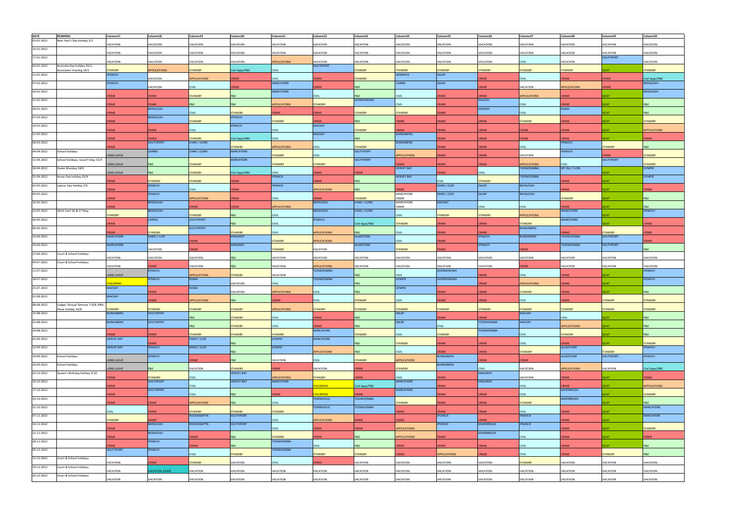| DATE | REMARKS | Column17 | Column18 | Column19 | Column20 | Column21 | Column22 | Column23 | Column24 | Column25 | Column26 | Column27 | Column28 | Column29 | Column30 |
|---|---|---|---|---|---|---|---|---|---|---|---|---|---|---|---|
| 03-01-2022 | New Year's Day holiday 3/1 | VACATION | VACATION | VACATION | VACATION | VACATION | VACATION | VACATION | VACATION | VACATION | VACATION | VACATION | VACATION | VACATION | VACATION |
| 10-01-2022 | | VACATION | VACATION | VACATION | VACATION | VACATION | VACATION | VACATION | VACATION | VACATION | VACATION | VACATION | VACATION | VACATION | VACATION |
| 17-01-2022 | | VACATION | VACATION | VACATION | VACATION | APPLICATIONS | VACATION | VACATION | VACATION | VACATION | VACATION | CIVIL | VACATION | SOUTHPORT | VACATION |
| 24-01-2022 | Australia Day holiday 26/1; Associates' training 24/1 | STANDBY | APPLICATIONS | STANDBY | Civil Apps/P&E | CIVIL | SOUTHPORT | STANDBY | STANDBY | STANDBY | STANDBY | STANDBY | STANDBY | QCAT | STANDBY |
| 31-01-2022 | | IPSWICH | VACATION | APPLICATIONS | CRIME | CIVIL | CRIME | STANDBY | WARWICK | DALBY | CRIME | CIVIL | CRIME | CRIME | Civil Apps/P&E |
| 07-02-2022 | | IPSWICH | VACATION | CIVIL | CRIME | MARCHYDRE | CRIME | P&E | CAIRNS | DALBY | CRIME | VACATION | APPLICATIONS | CRIME | BEENLEIGH |
| 14-02-2022 | | CRIME | CRIME | STANDBY | P&E | MARCHYDRE | CIVIL | P&E | CIVIL | CRIME | CRIME | APPLICATIONS | CRIME | QCAT | BEENLEIGH |
| 21-02-2022 | | CRIME | CRIME | P&E | P&E | APPLICATIONS | STANDBY | GOONDIWINDI | CIVIL | CRIME | MACKAY | CIVIL | CRIME | QCAT | P&E |
| 28-02-2022 | | CRIME | BEENLEIGH | CIVIL | STANDBY | CRIME | CRIME | STANDBY | STANDBY | CRIME | MACKAY | CIVIL | ROMA | QCAT | P&E |
| 07-03-2022 | | CRIME | BEENLEIGH | STANDBY | IPSWICH | STANDBY | CRIME | P&E | CRIME | CRIME | CRIME | STANDBY | CRIME | QCAT | STANDBY |
| 14-03-2022 | | CRIME | CRIME | CIVIL | IPSWICH | CIVIL | MACKAY | STANDBY | CRIME | CRIME | CRIME | CRIME | CRIME | QCAT | APPLICATIONS |
| 21-03-2022 | | CRIME | CRIME | STANDBY | Civil Apps/P&E | CIVIL | MACKAY | P&E | BUNDABERG | CRIME | CRIME | CRIME | CRIME | QCAT | CRIME |
| 28-03-2022 | | CRIME | SOUTHPORT | CHAR / CUNN | STANDBY | APPLICATIONS | CIVIL | STANDBY | BUNDABERG | CRIME | CRIME | CIVIL | IPSWICH | STANDBY | P&E |
| 04-04-2022 | School holidays | LONG LEAVE | CAIRNS | CHAR / CUNN | MARCHYDRE | STANDBY | CIVIL | SOUTHPORT | APPLICATIONS | CRIME | CRIME | VACATION | IPSWICH | CRIME | STANDBY |
| 11-04-2022 | School holidays; Good Friday 15/4 | LONG LEAVE | P&E | STANDBY | MARCHYDRE | STANDBY | STANDBY | SOUTHPORT | CRIME | CRIME | CRIME | APPLICATIONS | CIVIL | SOUTHPORT | STANDBY |
| 18-04-2022 | Easter Monday 18/4 | LONG LEAVE | P&E | STANDBY | Civil Apps/P&E | CIVIL | CRIME | CRIME | HERVEY BAY | CRIME | CIVIL | TOOWOOMBA | MT ISA / CLON | QCAT | GYMPIE |
| 25-04-2022 | Anzac Day holiday 25/4 | CRIME | STANDBY | STANDBY | CRIME | IPSWICH | CRIME | P&E | HERVEY BAY | CIVIL | STANDBY | TOOWOOMBA | CRIME | QCAT | GYMPIE |
| 02-05-2022 | Labour Day holiday 2/5 | CRIME | IPSWICH | CIVIL | CRIME | IPSWICH | APPLICATIONS | P&E | CRIME | EMER / CLER | DALBY | BEENLEIGH | CRIME | QCAT | CRIME |
| 09-05-2022 | | CRIME | IPSWICH | APPLICATIONS | CRIME | CIVIL | CRIME | STANDBY | MARCHYDRE CRIME | EMER / CLER | DALBY | BEENLEIGH | STANDBY | QCAT | P&E |
| 16-05-2022 | | CRIME | BEENLEIGH | CRIME | CRIME | APPLICATIONS | BEENLEIGH | CHAR / CUNN | MARCHYDRE CRIME | MACKAY | CIVIL | CIVIL | CRIME | QCAT | P&E |
| 23-05-2022 | QELA Conf 26 & 27 May | STANDBY | BEENLEIGH | STANDBY | P&E | CIVIL | BEENLEIGH | CHAR / CUNN | CIVIL | STANDBY | STANDBY | APPLICATIONS | MARCHYDRE | QCAT | IPSWICH |
| 30-05-2022 | | CRIME | CAIRNS | SOUTHPORT | P&E | CIVIL | IPSWICH | Civil Apps/P&E | STANDBY | CRIME | CRIME | STANDBY | MARCHYDRE | QCAT | CRIME |
| 06-06-2022 | | CRIME | STANDBY | SOUTHPORT | STANDBY | CIVIL | APPLICATIONS | P&E | CIVIL | CRIME | CRIME | BUNDABERG | CRIME | STANDBY | CRIME |
| 13-06-2022 | | MARCHYDRE | EMER / CLER | CRIME | KINGAROY | STANDBY | APPLICATIONS | GLADSTONE | CIVIL | CRIME | IPSWICH | BUNDABERG | TOOWOOMBA | SOUTHPORT | CRIME |
| 20-06-2022 | | MARCHYDRE | VACATION | CRIME | KINGAROY | STANDBY | VACATION | GLADSTONE | STANDBY | CRIME | IPSWICH | CRIME | TOOWOOMBA | SOUTHPORT | P&E |
| 27-06-2022 | Court & School holidays | VACATION | VACATION | VACATION | P&E | VACATION | VACATION | VACATION | VACATION | VACATION | VACATION | VACATION | VACATION | VACATION | VACATION |
| 04-07-2022 | Court & School holidays | VACATION | CRIME | VACATION | P&E | VACATION | APPLICATIONS | VACATION | VACATION | VACATION | VACATION | CRIME | VACATION | VACATION | VACATION |
| 11-07-2022 | | LONG LEAVE | IPSWICH | APPLICATIONS | STANDBY | VACATION | TOOWOOMBA | P&E | CIVIL | GOONDIWINDI | CRIME | CIVIL | CRIME | QCAT | IPSWICH |
| 18-07-2022 | | CHILDRENS | IPSWICH | ROMA | VACATION | CIVIL | TOOWOOMBA | P&E | GYMPIE | GOONDIWINDI | CRIME | APPLICATIONS | CRIME | QCAT | IPSWICH |
| 25-07-2022 | | MACKAY | CRIME | ROMA | VACATION | APPLICATIONS | CIVIL | P&E | GYMPIE | CRIME | CRIME | STANDBY | CRIME | QCAT | P&E |
| 01-08-2022 | | MACKAY | CRIME | APPLICATIONS | P&E | CRIME | CIVIL | STANDBY | CIVIL | CRIME | CRIME | CIVIL | CRIME | STANDBY | STANDBY |
| 08-08-2022 | Judges' Annual Seminar 7-9/8; RNA Show holiday 10/8 | STANDBY | STANDBY | STANDBY | STANDBY | APPLICATIONS | STANDBY | STANDBY | STANDBY | STANDBY | STANDBY | STANDBY | STANDBY | STANDBY | STANDBY |
| 15-08-2022 | | BUNDABERG | SOUTHPORT | P&E | STANDBY | CIVIL | CRIME | P&E | DALBY | CRIME | CRIME | MACKAY | CIVIL | QCAT | P&E |
| 22-08-2022 | | BUNDABERG | SOUTHPORT | P&E | STANDBY | CIVIL | CRIME | P&E | DALBY | CIVIL | TOOWOOMBA | MACKAY | APPLICATIONS | QCAT | P&E |
| 29-08-2022 | | CRIME | CRIME | STANDBY | STANDBY | STANDBY | MARCHYDRE | STANDBY | CIVIL | STANDBY | TOOWOOMBA | CIVIL | STANDBY | QCAT | P&E |
| 05-09-2022 | | HERVEY BAY | CRIME | EMER / CLER | P&E | GYMPIE | MARCHYDRE | P&E | STANDBY | CRIME | CRIME | CIVIL | CRIME | QCAT | STANDBY |
| 12-09-2022 | | HERVEY BAY | IPSWICH | EMER / CLER | P&E | GYMPIE | APPLICATIONS | P&E | CIVIL | CRIME | CRIME | STANDBY | GLADSTONE | STANDBY | IPSWICH |
| 19-09-2022 | School holidays | LONG LEAVE | IPSWICH | CRIME | P&E | VACATION | CIVIL | STANDBY | APPLICATIONS | BUNDABERG | CRIME | CRIME | GLADSTONE | SOUTHPORT | IPSWICH |
| 26-09-2022 | School holidays | LONG LEAVE | P&E | VACATION | STANDBY | CRIME | VACATION | CRIME | STANDBY | BUNDABERG | CIVIL | VACATION | APPLICATIONS | VACATION | Civil Apps/P&E |
| 03-10-2022 | Queen's Birthday holiday 3/10 | CRIME | STANDBY | CIVIL | HERVEY BAY | APPLICATIONS | STANDBY | CRIME | CIVIL | CRIME | KINGAROY | VACATION | CRIME | QCAT | CRIME |
| 10-10-2022 | | CRIME | SOUTHPORT | CIVIL | HERVEY BAY | MARCHYDRE | CHILDRENS | Civil Apps/P&E | MARCHYDRE | CRIME | KINGAROY | CIVIL | CRIME | QCAT | APPLICATIONS |
| 17-10-2022 | | CRIME | SOUTHPORT | CIVIL | P&E | CRIME | CHILDRENS | CRIME | MARCHYDRE | CRIME | CRIME | CIVIL | MARYBROGH | QCAT | STANDBY |
| 24-10-2022 | | CRIME | CRIME | APPLICATIONS | P&E | CIVIL | TOWNSVILLE | TOOWOOMBA | STANDBY | CRIME | CRIME | STANDBY | MARYBROGH | QCAT | P&E |
| 31-10-2022 | | CIVIL | CRIME | STANDBY | STANDBY | STANDBY | TOWNSVILLE | TOOWOOMBA | CRIME | CRIME | CRIME | CIVIL | CRIME | QCAT | MARCHYDRE |
| 07-11-2022 | | STANDBY | CRIME | ROCKHAMPTN | SOUTHPORT | CIVIL | APPLICATIONS | CRIME | CRIME | IPSWICH | CRIME | IPSWICH | CRIME | QCAT | MARCHYDRE |
| 14-11-2022 | | CRIME | BEENLEIGH | ROCKHAMPTN | SOUTHPORT | CIVIL | CRIME | CRIME | APPLICATIONS | IPSWICH | MARYBROGH | IPSWICH | CRIME | QCAT | STANDBY |
| 21-11-2022 | | CRIME | BEENLEIGH | CRIME | P&E | STANDBY | CRIME | P&E | APPLICATIONS | CRIME | MARYBROGH | CIVIL | CRIME | QCAT | CRIME |
| 28-11-2022 | | CRIME | IPSWICH | CRIME | P&E | TOOWOOMBA | CIVIL | P&E | CRIME | CRIME | CRIME | CIVIL | CRIME | QCAT | P&E |
| 05-12-2022 | | SOUTHPORT | IPSWICH | CIVIL | STANDBY | TOOWOOMBA | STANDBY | STANDBY | CRIME | APPLICATIONS | CRIME | CIVIL | CRIME | STANDBY | P&E |
| 12-12-2022 | Court & School holidays | VACATION | CRIME | STANDBY | VACATION | CIVIL | CRIME | VACATION | VACATION | VACATION | VACATION | STANDBY | VACATION | VACATION | VACATION |
| 19-12-2022 | Court & School holidays | VACATION | VACATION JUDGE | VACATION | VACATION | VACATION | VACATION | VACATION | VACATION | VACATION | VACATION | VACATION | VACATION | VACATION | VACATION |
| 26-12-2022 | Court & School holidays | VACATION | VACATION | VACATION | VACATION | VACATION | VACATION | VACATION | VACATION | VACATION | VACATION | VACATION | VACATION | VACATION | VACATION |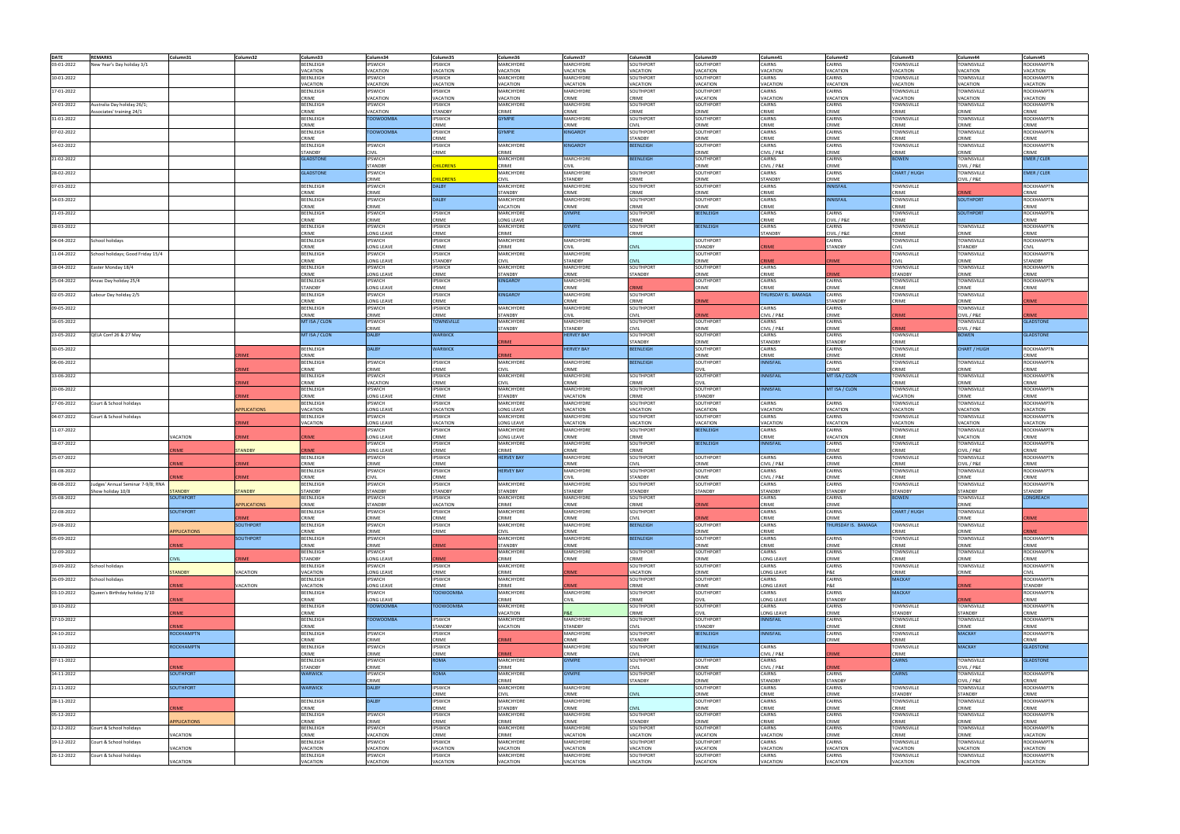| DATE | REMARKS | Column31 | Column32 | Column33 | Column34 | Column35 | Column36 | Column37 | Column38 | Column39 | Column41 | Column42 | Column43 | Column44 | Column45 |
|---|---|---|---|---|---|---|---|---|---|---|---|---|---|---|---|
| 03-01-2022 | New Year's Day holiday 3/1 | | | BEENLEIGH | IPSWICH | IPSWICH | MARCHYDRE | MARCHYDRE | SOUTHPORT | SOUTHPORT | CAIRNS | CAIRNS | TOWNSVILLE | TOWNSVILLE | ROCKHAMPTN |
| | | | | VACATION | VACATION | VACATION | VACATION | VACATION | VACATION | VACATION | VACATION | VACATION | VACATION | VACATION | VACATION |
| 10-01-2022 | | | | BEENLEIGH | IPSWICH | IPSWICH | MARCHYDRE | MARCHYDRE | SOUTHPORT | SOUTHPORT | CAIRNS | CAIRNS | TOWNSVILLE | TOWNSVILLE | ROCKHAMPTN |
| | | | | VACATION | VACATION | VACATION | VACATION | VACATION | VACATION | VACATION | VACATION | VACATION | VACATION | VACATION | VACATION |
| 17-01-2022 | | | | BEENLEIGH | IPSWICH | IPSWICH | MARCHYDRE | MARCHYDRE | SOUTHPORT | SOUTHPORT | CAIRNS | CAIRNS | TOWNSVILLE | TOWNSVILLE | ROCKHAMPTN |
| | | | | CRIME | VACATION | VACATION | VACATION | CRIME | CRIME | VACATION | VACATION | VACATION | VACATION | VACATION | VACATION |
| 24-01-2022 | Australia Day holiday 26/1; Associates' training 24/1 | | | BEENLEIGH | IPSWICH | IPSWICH | MARCHYDRE | MARCHYDRE | SOUTHPORT | SOUTHPORT | CAIRNS | CAIRNS | TOWNSVILLE | TOWNSVILLE | ROCKHAMPTN |
| | | | | CRIME | VACATION | STANDBY | CRIME | CRIME | CRIME | CRIME | CRIME | CRIME | CRIME | CRIME | CRIME |
| 31-01-2022 | | | | BEENLEIGH | TOOWOOMBA | IPSWICH | GYMPIE | MARCHYDRE | SOUTHPORT | SOUTHPORT | CAIRNS | CAIRNS | TOWNSVILLE | TOWNSVILLE | ROCKHAMPTN |
| | | | | CRIME | CRIME | CRIME | CRIME | CRIME | CIVIL | CRIME | CRIME | CRIME | CRIME | CRIME | CRIME |
| 07-02-2022 | | | | BEENLEIGH | TOOWOOMBA | IPSWICH | GYMPIE | KINGAROY | SOUTHPORT | SOUTHPORT | CAIRNS | CAIRNS | TOWNSVILLE | TOWNSVILLE | ROCKHAMPTN |
| | | | | CRIME | CRIME | CRIME | CRIME | | STANDBY | CRIME | CRIME | CRIME | CRIME | CRIME | CRIME |
| 14-02-2022 | | | | BEENLEIGH | IPSWICH | IPSWICH | MARCHYDRE | KINGAROY | BEENLEIGH | SOUTHPORT | CAIRNS | CAIRNS | TOWNSVILLE | TOWNSVILLE | ROCKHAMPTN |
| | | | | STANDBY | CIVIL | CRIME | CRIME | | | CRIME | CIVIL / P&E | CRIME | CRIME | CRIME | CRIME |
| 21-02-2022 | | | | GLADSTONE | IPSWICH | | MARCHYDRE | MARCHYDRE | BEENLEIGH | SOUTHPORT | CAIRNS | CAIRNS | BOWEN | TOWNSVILLE | EMER / CLER |
| | | | | | STANDBY | CHILDRENS | CRIME | CIVIL | | CRIME | CIVIL / P&E | CRIME | | CIVIL / P&E | |
| 28-02-2022 | | | | GLADSTONE | IPSWICH | | MARCHYDRE | MARCHYDRE | SOUTHPORT | SOUTHPORT | CAIRNS | CAIRNS | CHART / HUGH | TOWNSVILLE | EMER / CLER |
| | | | | | CRIME | CHILDRENS | CIVIL | STANDBY | CRIME | CRIME | STANDBY | CRIME | | CIVIL / P&E | |
| 07-03-2022 | | | | BEENLEIGH | IPSWICH | DALBY | MARCHYDRE | MARCHYDRE | SOUTHPORT | SOUTHPORT | CAIRNS | INNISFAIL | TOWNSVILLE | | ROCKHAMPTN |
| | | | | CRIME | CRIME | | STANDBY | CRIME | CRIME | CRIME | CRIME | | CRIME | CRIME | CRIME |
| 14-03-2022 | | | | BEENLEIGH | IPSWICH | DALBY | MARCHYDRE | MARCHYDRE | SOUTHPORT | SOUTHPORT | CAIRNS | INNISFAIL | TOWNSVILLE | SOUTHPORT | ROCKHAMPTN |
| | | | | CRIME | CRIME | | VACATION | CRIME | CRIME | CRIME | CRIME | | CRIME | | CRIME |
| 21-03-2022 | | | | BEENLEIGH | IPSWICH | IPSWICH | MARCHYDRE | GYMPIE | SOUTHPORT | BEENLEIGH | CAIRNS | CAIRNS | TOWNSVILLE | SOUTHPORT | ROCKHAMPTN |
| | | | | CRIME | CRIME | CRIME | LONG LEAVE | | CRIME | | CRIME | CIVIL / P&E | CRIME | | CRIME |
| 28-03-2022 | | | | BEENLEIGH | IPSWICH | IPSWICH | MARCHYDRE | GYMPIE | SOUTHPORT | BEENLEIGH | CAIRNS | CAIRNS | TOWNSVILLE | TOWNSVILLE | ROCKHAMPTN |
| | | | | CRIME | LONG LEAVE | CRIME | CRIME | | CRIME | | STANDBY | CIVIL / P&E | CRIME | CRIME | CRIME |
| 04-04-2022 | School holidays | | | BEENLEIGH | IPSWICH | IPSWICH | MARCHYDRE | MARCHYDRE | | SOUTHPORT | CAIRNS | CAIRNS | TOWNSVILLE | TOWNSVILLE | ROCKHAMPTN |
| | | | | CRIME | LONG LEAVE | CRIME | CRIME | CIVIL | CIVIL | STANDBY | CRIME | STANDBY | CIVIL | STANDBY | CIVIL |
| 11-04-2022 | School holidays; Good Friday 15/4 | | | BEENLEIGH | IPSWICH | IPSWICH | MARCHYDRE | MARCHYDRE | | SOUTHPORT | | | TOWNSVILLE | TOWNSVILLE | ROCKHAMPTN |
| | | | | CRIME | LONG LEAVE | STANDBY | CIVIL | STANDBY | CIVIL | CRIME | CRIME | CRIME | CIVIL | CRIME | STANDBY |
| 18-04-2022 | Easter Monday 18/4 | | | BEENLEIGH | IPSWICH | IPSWICH | MARCHYDRE | MARCHYDRE | SOUTHPORT | SOUTHPORT | CAIRNS | | TOWNSVILLE | TOWNSVILLE | ROCKHAMPTN |
| | | | | CRIME | LONG LEAVE | CRIME | STANDBY | VACATION | STANDBY | CRIME | CRIME | CRIME | STANDBY | CRIME | CRIME |
| 25-04-2022 | Anzac Day holiday 25/4 | | | BEENLEIGH | IPSWICH | IPSWICH | KINGAROY | MARCHYDRE | | SOUTHPORT | CAIRNS | CAIRNS | TOWNSVILLE | TOWNSVILLE | ROCKHAMPTN |
| | | | | STANDBY | LONG LEAVE | CRIME | | CRIME | CRIME | CRIME | CRIME | CRIME | CRIME | CRIME | CRIME |
| 02-05-2022 | Labour Day holiday 2/5 | | | BEENLEIGH | IPSWICH | IPSWICH | KINGAROY | MARCHYDRE | SOUTHPORT | | THURSDAY IS. BAMAGA | CAIRNS | TOWNSVILLE | TOWNSVILLE | |
| | | | | CRIME | LONG LEAVE | CRIME | | CRIME | CRIME | CRIME | | STANDBY | CRIME | CRIME | CRIME |
| 09-05-2022 | | | | BEENLEIGH | IPSWICH | IPSWICH | MARCHYDRE | MARCHYDRE | SOUTHPORT | | CAIRNS | CAIRNS | | TOWNSVILLE | |
| | | | | CRIME | CRIME | CRIME | STANDBY | CIVIL | CIVIL | CRIME | CIVIL / P&E | CRIME | CRIME | CIVIL / P&E | CRIME |
| 16-05-2022 | | | | MT ISA / CLON | IPSWICH | TOWNSVILLE | MARCHYDRE | MARCHYDRE | SOUTHPORT | SOUTHPORT | CAIRNS | CAIRNS | | TOWNSVILLE | GLADSTONE |
| | | | | | CRIME | | STANDBY | STANDBY | CIVIL | CRIME | CIVIL / P&E | CRIME | CRIME | CIVIL / P&E | |
| 23-05-2022 | QELA Conf 26 & 27 May | | | MT ISA / CLON | DALBY | WARWICK | | HERVEY BAY | SOUTHPORT | SOUTHPORT | CAIRNS | CAIRNS | TOWNSVILLE | BOWEN | GLADSTONE |
| | | | | | | | CRIME | | STANDBY | CRIME | STANDBY | STANDBY | CRIME | | |
| 30-05-2022 | | | | BEENLEIGH | DALBY | WARWICK | | HERVEY BAY | BEENLEIGH | SOUTHPORT | CAIRNS | CAIRNS | TOWNSVILLE | CHART / HUGH | ROCKHAMPTN |
| | | | CRIME | CRIME | | | CRIME | | | CRIME | CRIME | CRIME | CRIME | | CRIME |
| 06-06-2022 | | | | BEENLEIGH | IPSWICH | IPSWICH | MARCHYDRE | MARCHYDRE | BEENLEIGH | SOUTHPORT | INNISFAIL | CAIRNS | TOWNSVILLE | TOWNSVILLE | ROCKHAMPTN |
| | | | CRIME | CRIME | CRIME | CRIME | CIVIL | CRIME | | CIVIL | | CRIME | CRIME | CRIME | CRIME |
| 13-06-2022 | | | | BEENLEIGH | IPSWICH | IPSWICH | MARCHYDRE | MARCHYDRE | SOUTHPORT | SOUTHPORT | INNISFAIL | MT ISA / CLON | TOWNSVILLE | TOWNSVILLE | ROCKHAMPTN |
| | | | CRIME | CRIME | VACATION | CRIME | CIVIL | CRIME | CRIME | CIVIL | | | CRIME | CRIME | CRIME |
| 20-06-2022 | | | | BEENLEIGH | IPSWICH | IPSWICH | MARCHYDRE | MARCHYDRE | SOUTHPORT | SOUTHPORT | INNISFAIL | MT ISA / CLON | TOWNSVILLE | TOWNSVILLE | ROCKHAMPTN |
| | | | CRIME | CRIME | LONG LEAVE | CRIME | CRIME | STANDBY | CRIME | STANDBY | | | VACATION | VACATION | CRIME |
| 27-06-2022 | Court & School holidays | | | BEENLEIGH | IPSWICH | IPSWICH | MARCHYDRE | MARCHYDRE | SOUTHPORT | SOUTHPORT | CAIRNS | CAIRNS | TOWNSVILLE | TOWNSVILLE | ROCKHAMPTN |
| | | | APPLICATIONS | VACATION | LONG LEAVE | VACATION | LONG LEAVE | VACATION | VACATION | VACATION | VACATION | VACATION | VACATION | VACATION | VACATION |
| 04-07-2022 | Court & School holidays | | | BEENLEIGH | IPSWICH | IPSWICH | MARCHYDRE | MARCHYDRE | SOUTHPORT | SOUTHPORT | CAIRNS | CAIRNS | TOWNSVILLE | TOWNSVILLE | ROCKHAMPTN |
| | | | CRIME | VACATION | LONG LEAVE | VACATION | LONG LEAVE | VACATION | VACATION | VACATION | VACATION | VACATION | VACATION | VACATION | VACATION |
| 11-07-2022 | | | | | IPSWICH | IPSWICH | MARCHYDRE | MARCHYDRE | SOUTHPORT | BEENLEIGH | CAIRNS | CAIRNS | TOWNSVILLE | TOWNSVILLE | ROCKHAMPTN |
| | | VACATION | CRIME | CRIME | LONG LEAVE | CRIME | LONG LEAVE | CRIME | CRIME | CRIME | CRIME | VACATION | CRIME | VACATION | CRIME |
| 18-07-2022 | | | | | IPSWICH | IPSWICH | MARCHYDRE | MARCHYDRE | SOUTHPORT | BEENLEIGH | INNISFAIL | CAIRNS | TOWNSVILLE | TOWNSVILLE | ROCKHAMPTN |
| | | CRIME | STANDBY | CRIME | LONG LEAVE | CRIME | CRIME | CRIME | CRIME | | | CRIME | CRIME | CIVIL / P&E | CRIME |
| 25-07-2022 | | | | BEENLEIGH | IPSWICH | IPSWICH | HERVEY BAY | MARCHYDRE | SOUTHPORT | SOUTHPORT | CAIRNS | CAIRNS | TOWNSVILLE | TOWNSVILLE | ROCKHAMPTN |
| | | CRIME | CRIME | CRIME | CRIME | CRIME | CRIME | CRIME | CIVIL | CRIME | CIVIL / P&E | CRIME | CRIME | CIVIL / P&E | CRIME |
| 01-08-2022 | | | | BEENLEIGH | IPSWICH | IPSWICH | HERVEY BAY | MARCHYDRE | SOUTHPORT | SOUTHPORT | CAIRNS | CAIRNS | TOWNSVILLE | TOWNSVILLE | ROCKHAMPTN |
| | | CRIME | CRIME | CRIME | CIVIL | CRIME | | CIVIL | STANDBY | CRIME | CIVIL / P&E | CRIME | CRIME | CRIME | CRIME |
| 08-08-2022 | Judges' Annual Seminar 7-9/8; RNA Show holiday 10/8 | | | BEENLEIGH | IPSWICH | IPSWICH | MARCHYDRE | MARCHYDRE | SOUTHPORT | SOUTHPORT | CAIRNS | CAIRNS | TOWNSVILLE | TOWNSVILLE | ROCKHAMPTN |
| | | STANDBY | STANDBY | STANDBY | STANDBY | STANDBY | STANDBY | STANDBY | STANDBY | STANDBY | STANDBY | STANDBY | STANDBY | STANDBY | STANDBY |
| 15-08-2022 | | SOUTHPORT | | BEENLEIGH | IPSWICH | IPSWICH | MARCHYDRE | MARCHYDRE | SOUTHPORT | | CAIRNS | CAIRNS | BOWEN | TOWNSVILLE | LONGREACH |
| | | | APPLICATIONS | CRIME | STANDBY | VACATION | CRIME | CRIME | CRIME | CRIME | CRIME | CRIME | | CRIME | |
| 22-08-2022 | | SOUTHPORT | | BEENLEIGH | IPSWICH | IPSWICH | MARCHYDRE | MARCHYDRE | SOUTHPORT | | CAIRNS | CAIRNS | CHART / HUGH | TOWNSVILLE | |
| | | | CRIME | CRIME | CRIME | CRIME | CRIME | CRIME | CIVIL | CRIME | CRIME | CRIME | | CRIME | CRIME |
| 29-08-2022 | | | SOUTHPORT | BEENLEIGH | IPSWICH | IPSWICH | MARCHYDRE | MARCHYDRE | BEENLEIGH | SOUTHPORT | CAIRNS | THURSDAY IS. BAMAGA | TOWNSVILLE | TOWNSVILLE | |
| | | APPLICATIONS | | CRIME | CRIME | CRIME | CIVIL | CRIME | | CRIME | CRIME | | CRIME | CRIME | CRIME |
| 05-09-2022 | | | SOUTHPORT | BEENLEIGH | IPSWICH | | MARCHYDRE | MARCHYDRE | BEENLEIGH | SOUTHPORT | CAIRNS | CAIRNS | TOWNSVILLE | TOWNSVILLE | ROCKHAMPTN |
| | | CRIME | | CRIME | CRIME | CRIME | STANDBY | CRIME | | CRIME | CRIME | CRIME | CRIME | CRIME | CRIME |
| 12-09-2022 | | | | BEENLEIGH | IPSWICH | | MARCHYDRE | MARCHYDRE | SOUTHPORT | SOUTHPORT | CAIRNS | CAIRNS | TOWNSVILLE | TOWNSVILLE | ROCKHAMPTN |
| | | CIVIL | CRIME | STANDBY | LONG LEAVE | CRIME | CRIME | CRIME | CRIME | CRIME | LONG LEAVE | CRIME | CRIME | CRIME | CRIME |
| 19-09-2022 | School holidays | | | BEENLEIGH | IPSWICH | IPSWICH | MARCHYDRE | | SOUTHPORT | SOUTHPORT | CAIRNS | CAIRNS | TOWNSVILLE | TOWNSVILLE | ROCKHAMPTN |
| | | STANDBY | VACATION | VACATION | LONG LEAVE | CRIME | CRIME | CRIME | VACATION | CRIME | LONG LEAVE | P&E | CRIME | CRIME | CIVIL |
| 26-09-2022 | School holidays | | | BEENLEIGH | IPSWICH | IPSWICH | MARCHYDRE | | SOUTHPORT | SOUTHPORT | CAIRNS | CAIRNS | MACKAY | | ROCKHAMPTN |
| | | CRIME | VACATION | VACATION | LONG LEAVE | CRIME | CRIME | CRIME | CRIME | CRIME | LONG LEAVE | P&E | | CRIME | STANDBY |
| 03-10-2022 | Queen's Birthday holiday 3/10 | | | BEENLEIGH | IPSWICH | TOOWOOMBA | MARCHYDRE | MARCHYDRE | SOUTHPORT | SOUTHPORT | CAIRNS | CAIRNS | MACKAY | | ROCKHAMPTN |
| | | CRIME | | CRIME | LONG LEAVE | | CRIME | CIVIL | CRIME | CIVIL | LONG LEAVE | STANDBY | | CRIME | CRIME |
| 10-10-2022 | | | | BEENLEIGH | TOOWOOMBA | TOOWOOMBA | MARCHYDRE | | SOUTHPORT | SOUTHPORT | CAIRNS | CAIRNS | TOWNSVILLE | TOWNSVILLE | ROCKHAMPTN |
| | | CRIME | | CRIME | | | VACATION | P&E | CRIME | CIVIL | LONG LEAVE | CRIME | STANDBY | STANDBY | CRIME |
| 17-10-2022 | | | | BEENLEIGH | TOOWOOMBA | IPSWICH | MARCHYDRE | MARCHYDRE | SOUTHPORT | SOUTHPORT | INNISFAIL | CAIRNS | TOWNSVILLE | TOWNSVILLE | ROCKHAMPTN |
| | | CRIME | | CRIME | | STANDBY | VACATION | STANDBY | CIVIL | STANDBY | | CRIME | CRIME | CRIME | CRIME |
| 24-10-2022 | | ROCKHAMPTN | | BEENLEIGH | IPSWICH | IPSWICH | | MARCHYDRE | SOUTHPORT | BEENLEIGH | INNISFAIL | CAIRNS | TOWNSVILLE | MACKAY | ROCKHAMPTN |
| | | | | CRIME | CRIME | CRIME | CRIME | CRIME | STANDBY | | | CRIME | CRIME | | CRIME |
| 31-10-2022 | | ROCKHAMPTN | | BEENLEIGH | IPSWICH | IPSWICH | MARCHYDRE | MARCHYDRE | SOUTHPORT | BEENLEIGH | CAIRNS | | TOWNSVILLE | MACKAY | GLADSTONE |
| | | | | CRIME | CRIME | CRIME | CRIME | CRIME | CIVIL | | CIVIL / P&E | CRIME | CRIME | | |
| 07-11-2022 | | | | BEENLEIGH | IPSWICH | ROMA | MARCHYDRE | GYMPIE | SOUTHPORT | SOUTHPORT | CAIRNS | | CAIRNS | TOWNSVILLE | GLADSTONE |
| | | CRIME | | STANDBY | CRIME | | CRIME | | CIVIL | CRIME | CIVIL / P&E | CRIME | | CIVIL / P&E | |
| 14-11-2022 | | SOUTHPORT | | WARWICK | IPSWICH | ROMA | MARCHYDRE | GYMPIE | SOUTHPORT | SOUTHPORT | CAIRNS | CAIRNS | CAIRNS | TOWNSVILLE | ROCKHAMPTN |
| | | | | | CRIME | | CRIME | | STANDBY | CRIME | CRIME | CRIME | | CIVIL / P&E | CRIME |
| 21-11-2022 | | SOUTHPORT | | WARWICK | DALBY | IPSWICH | MARCHYDRE | MARCHYDRE | | SOUTHPORT | CAIRNS | CAIRNS | TOWNSVILLE | TOWNSVILLE | ROCKHAMPTN |
| | | | | | | CRIME | CIVIL | CRIME | CIVIL | CRIME | CRIME | CRIME | STANDBY | STANDBY | CRIME |
| 28-11-2022 | | | | BEENLEIGH | DALBY | IPSWICH | MARCHYDRE | MARCHYDRE | | SOUTHPORT | CAIRNS | CAIRNS | TOWNSVILLE | TOWNSVILLE | ROCKHAMPTN |
| | | CRIME | | CRIME | | CRIME | STANDBY | CRIME | CIVIL | CRIME | CRIME | CRIME | CRIME | CRIME | CRIME |
| 05-12-2022 | | | | BEENLEIGH | IPSWICH | IPSWICH | MARCHYDRE | MARCHYDRE | SOUTHPORT | SOUTHPORT | CAIRNS | CAIRNS | TOWNSVILLE | TOWNSVILLE | ROCKHAMPTN |
| | | APPLICATIONS | | CRIME | CRIME | CRIME | CRIME | CRIME | STANDBY | CRIME | CRIME | CRIME | CRIME | CRIME | CRIME |
| 12-12-2022 | Court & School holidays | | | BEENLEIGH | IPSWICH | IPSWICH | MARCHYDRE | MARCHYDRE | SOUTHPORT | SOUTHPORT | CAIRNS | CAIRNS | TOWNSVILLE | TOWNSVILLE | ROCKHAMPTN |
| | | VACATION | | CRIME | VACATION | CRIME | VACATION | VACATION | VACATION | VACATION | VACATION | CRIME | CRIME | CRIME | VACATION |
| 19-12-2022 | Court & School holidays | | | BEENLEIGH | IPSWICH | IPSWICH | MARCHYDRE | MARCHYDRE | SOUTHPORT | SOUTHPORT | CAIRNS | CAIRNS | TOWNSVILLE | TOWNSVILLE | ROCKHAMPTN |
| | | VACATION | | VACATION | VACATION | VACATION | VACATION | VACATION | VACATION | VACATION | VACATION | VACATION | VACATION | VACATION | VACATION |
| 26-12-2022 | Court & School holidays | | | BEENLEIGH | IPSWICH | IPSWICH | MARCHYDRE | MARCHYDRE | SOUTHPORT | SOUTHPORT | CAIRNS | CAIRNS | TOWNSVILLE | TOWNSVILLE | ROCKHAMPTN |
| | | VACATION | | VACATION | VACATION | VACATION | VACATION | VACATION | VACATION | VACATION | VACATION | VACATION | VACATION | VACATION | VACATION |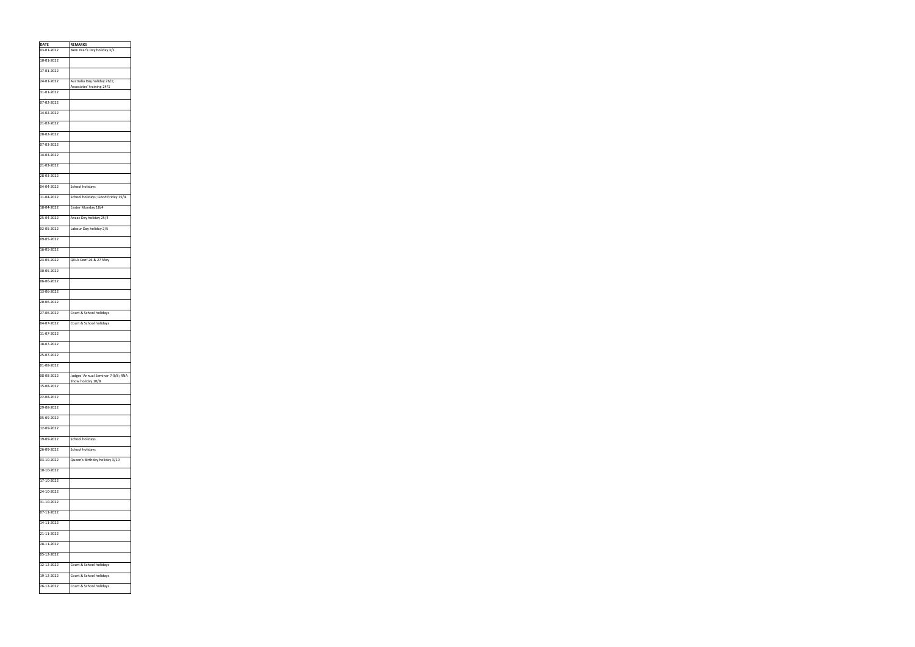| DATE | REMARKS |
| --- | --- |
| 03-01-2022 | New Year's Day holiday 3/1 |
| 10-01-2022 | |
| 17-01-2022 | |
| 24-01-2022 | Australia Day holiday 26/1; Associates' training 24/1 |
| 31-01-2022 | |
| 07-02-2022 | |
| 14-02-2022 | |
| 21-02-2022 | |
| 28-02-2022 | |
| 07-03-2022 | |
| 14-03-2022 | |
| 21-03-2022 | |
| 28-03-2022 | |
| 04-04-2022 | School holidays |
| 11-04-2022 | School holidays; Good Friday 15/4 |
| 18-04-2022 | Easter Monday 18/4 |
| 25-04-2022 | Anzac Day holiday 25/4 |
| 02-05-2022 | Labour Day holiday 2/5 |
| 09-05-2022 | |
| 16-05-2022 | |
| 23-05-2022 | QELA Conf 26 & 27 May |
| 30-05-2022 | |
| 06-06-2022 | |
| 13-06-2022 | |
| 20-06-2022 | |
| 27-06-2022 | Court & School holidays |
| 04-07-2022 | Court & School holidays |
| 11-07-2022 | |
| 18-07-2022 | |
| 25-07-2022 | |
| 01-08-2022 | |
| 08-08-2022 | Judges' Annual Seminar 7-9/8; RNA Show holiday 10/8 |
| 15-08-2022 | |
| 22-08-2022 | |
| 29-08-2022 | |
| 05-09-2022 | |
| 12-09-2022 | |
| 19-09-2022 | School holidays |
| 26-09-2022 | School holidays |
| 03-10-2022 | Queen's Birthday holiday 3/10 |
| 10-10-2022 | |
| 17-10-2022 | |
| 24-10-2022 | |
| 31-10-2022 | |
| 07-11-2022 | |
| 14-11-2022 | |
| 21-11-2022 | |
| 28-11-2022 | |
| 05-12-2022 | |
| 12-12-2022 | Court & School holidays |
| 19-12-2022 | Court & School holidays |
| 26-12-2022 | Court & School holidays |